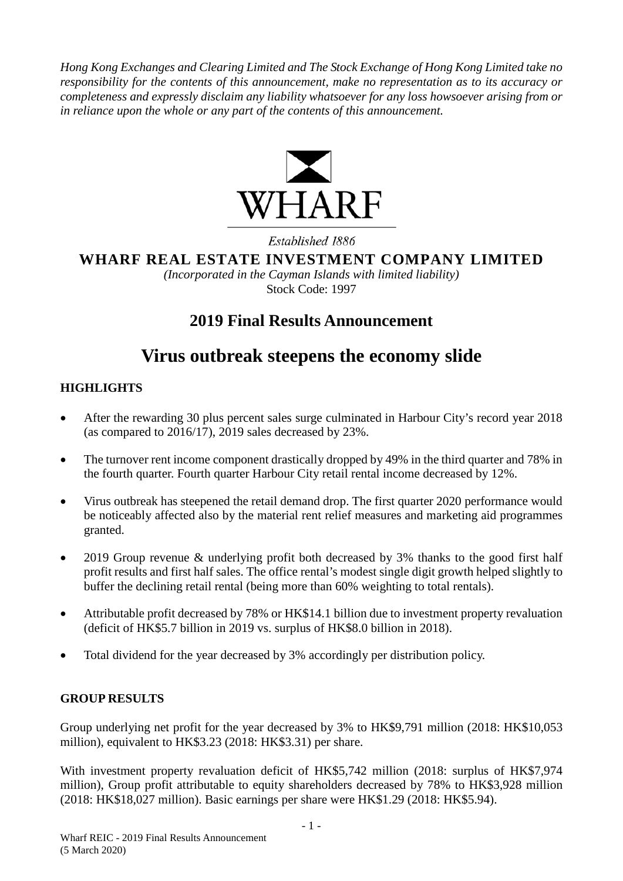*Hong Kong Exchanges and Clearing Limited and The Stock Exchange of Hong Kong Limited take no responsibility for the contents of this announcement, make no representation as to its accuracy or completeness and expressly disclaim any liability whatsoever for any loss howsoever arising from or in reliance upon the whole or any part of the contents of this announcement.*

WHARF

*Established 1886*

**WHARF REAL ESTATE INVESTMENT COMPANY LIMITED**

*(Incorporated in the Cayman Islands with limited liability)*

Stock Code: 1997

## 2019 Final Results Announcement

# Virus outbreak steepens the economy slide

### HIGHLIGHTS

- After the rewarding 30 plus percent sales surge culminated in Harbour City's record year 2018 (as compared to 2016/17), 2019 sales decreased by 23%.
- The turnover rent income component drastically dropped by 49% in the third quarter and 78% in the fourth quarter. Fourth quarter Harbour City retail rental income decreased by 12%.
- Virus outbreak has steepened the retail demand drop. The first quarter 2020 performance would be noticeably affected also by the material rent relief measures and marketing aid programmes granted.
- 2019 Group revenue & underlying profit both decreased by 3% thanks to the good first half profit results and first half sales. The office rental's modest single digit growth helped slightly to buffer the declining retail rental (being more than 60% weighting to total rentals).
- Attributable profit decreased by 78% or HK$14.1 billion due to investment property revaluation (deficit of HK$5.7 billion in 2019 vs. surplus of HK$8.0 billion in 2018).
- Total dividend for the year decreased by 3% accordingly per distribution policy.

### GROUP RESULTS

Group underlying net profit for the year decreased by 3% to HK$9,791 million (2018: HK$10,053 million), equivalent to HK$3.23 (2018: HK$3.31) per share.

With investment property revaluation deficit of HK$5,742 million (2018: surplus of HK$7,974 million), Group profit attributable to equity shareholders decreased by 78% to HK$3,928 million (2018: HK$18,027 million). Basic earnings per share were HK$1.29 (2018: HK$5.94).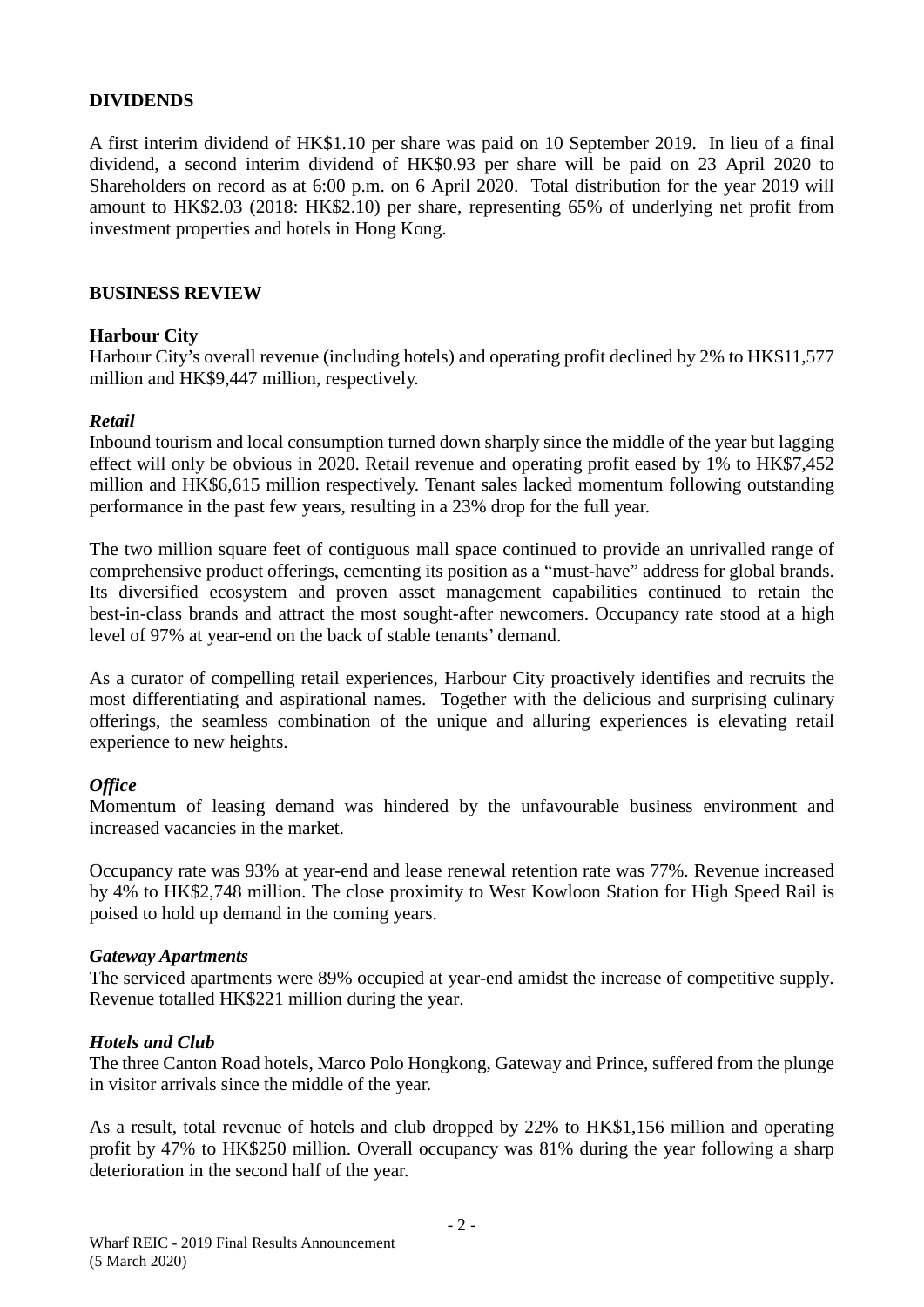## DIVIDENDS

A first interim dividend of HK$1.10 per share was paid on 10 September 2019. In lieu of a final dividend, a second interim dividend of HK$0.93 per share will be paid on 23 April 2020 to Shareholders on record as at 6:00 p.m. on 6 April 2020. Total distribution for the year 2019 will amount to HK$2.03 (2018: HK$2.10) per share, representing 65% of underlying net profit from investment properties and hotels in Hong Kong.

## BUSINESS REVIEW

### Harbour City

Harbour City's overall revenue (including hotels) and operating profit declined by 2% to HK$11,577 million and HK$9,447 million, respectively.

#### *Retail*

Inbound tourism and local consumption turned down sharply since the middle of the year but lagging effect will only be obvious in 2020. Retail revenue and operating profit eased by 1% to HK$7,452 million and HK$6,615 million respectively. Tenant sales lacked momentum following outstanding performance in the past few years, resulting in a 23% drop for the full year.

The two million square feet of contiguous mall space continued to provide an unrivalled range of comprehensive product offerings, cementing its position as a "must-have" address for global brands. Its diversified ecosystem and proven asset management capabilities continued to retain the best-in-class brands and attract the most sought-after newcomers. Occupancy rate stood at a high level of 97% at year-end on the back of stable tenants' demand.

As a curator of compelling retail experiences, Harbour City proactively identifies and recruits the most differentiating and aspirational names. Together with the delicious and surprising culinary offerings, the seamless combination of the unique and alluring experiences is elevating retail experience to new heights.

#### *Office*

Momentum of leasing demand was hindered by the unfavourable business environment and increased vacancies in the market.

Occupancy rate was 93% at year-end and lease renewal retention rate was 77%. Revenue increased by 4% to HK$2,748 million. The close proximity to West Kowloon Station for High Speed Rail is poised to hold up demand in the coming years.

#### *Gateway Apartments*

The serviced apartments were 89% occupied at year-end amidst the increase of competitive supply. Revenue totalled HK$221 million during the year.

#### *Hotels and Club*

The three Canton Road hotels, Marco Polo Hongkong, Gateway and Prince, suffered from the plunge in visitor arrivals since the middle of the year.

As a result, total revenue of hotels and club dropped by 22% to HK$1,156 million and operating profit by 47% to HK$250 million. Overall occupancy was 81% during the year following a sharp deterioration in the second half of the year.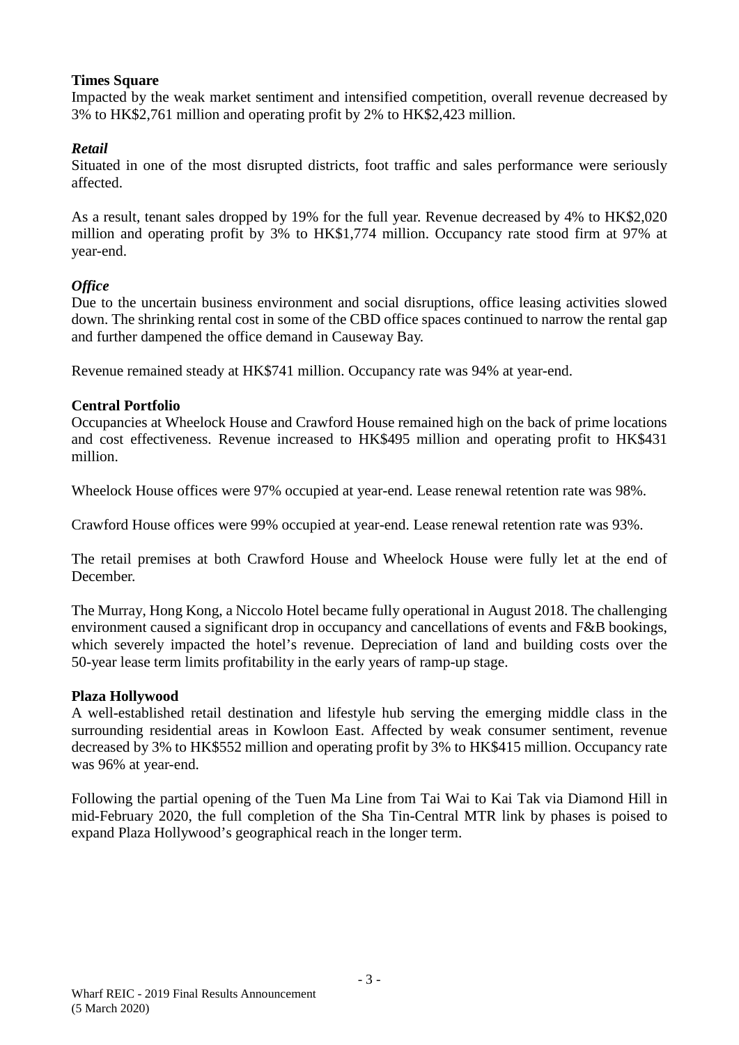**Times Square**

Impacted by the weak market sentiment and intensified competition, overall revenue decreased by 3% to HK$2,761 million and operating profit by 2% to HK$2,423 million.

***Retail***

Situated in one of the most disrupted districts, foot traffic and sales performance were seriously affected.

As a result, tenant sales dropped by 19% for the full year. Revenue decreased by 4% to HK$2,020 million and operating profit by 3% to HK$1,774 million. Occupancy rate stood firm at 97% at year-end.

***Office***

Due to the uncertain business environment and social disruptions, office leasing activities slowed down. The shrinking rental cost in some of the CBD office spaces continued to narrow the rental gap and further dampened the office demand in Causeway Bay.

Revenue remained steady at HK$741 million. Occupancy rate was 94% at year-end.

**Central Portfolio**

Occupancies at Wheelock House and Crawford House remained high on the back of prime locations and cost effectiveness. Revenue increased to HK$495 million and operating profit to HK$431 million.

Wheelock House offices were 97% occupied at year-end. Lease renewal retention rate was 98%.

Crawford House offices were 99% occupied at year-end. Lease renewal retention rate was 93%.

The retail premises at both Crawford House and Wheelock House were fully let at the end of December.

The Murray, Hong Kong, a Niccolo Hotel became fully operational in August 2018. The challenging environment caused a significant drop in occupancy and cancellations of events and F&B bookings, which severely impacted the hotel's revenue. Depreciation of land and building costs over the 50-year lease term limits profitability in the early years of ramp-up stage.

**Plaza Hollywood**

A well-established retail destination and lifestyle hub serving the emerging middle class in the surrounding residential areas in Kowloon East. Affected by weak consumer sentiment, revenue decreased by 3% to HK$552 million and operating profit by 3% to HK$415 million. Occupancy rate was 96% at year-end.

Following the partial opening of the Tuen Ma Line from Tai Wai to Kai Tak via Diamond Hill in mid-February 2020, the full completion of the Sha Tin-Central MTR link by phases is poised to expand Plaza Hollywood's geographical reach in the longer term.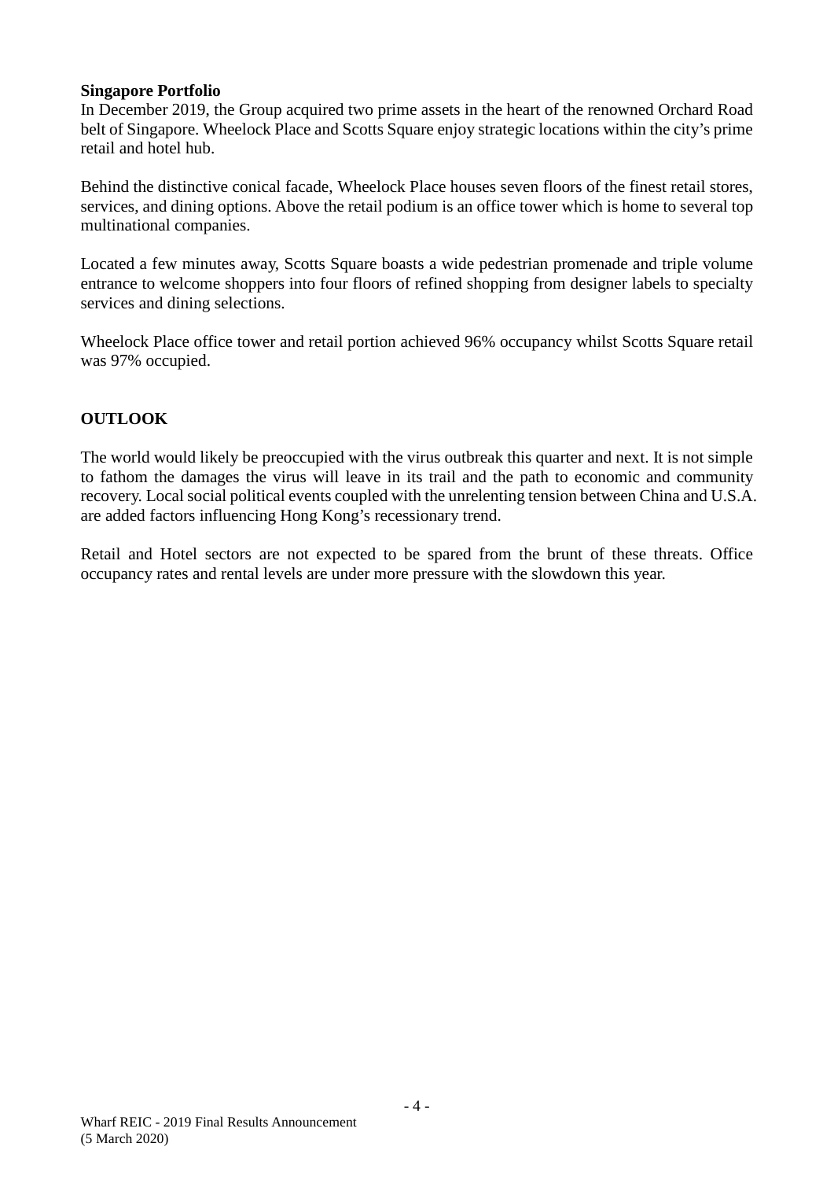**Singapore Portfolio**

In December 2019, the Group acquired two prime assets in the heart of the renowned Orchard Road belt of Singapore. Wheelock Place and Scotts Square enjoy strategic locations within the city's prime retail and hotel hub.

Behind the distinctive conical facade, Wheelock Place houses seven floors of the finest retail stores, services, and dining options. Above the retail podium is an office tower which is home to several top multinational companies.

Located a few minutes away, Scotts Square boasts a wide pedestrian promenade and triple volume entrance to welcome shoppers into four floors of refined shopping from designer labels to specialty services and dining selections.

Wheelock Place office tower and retail portion achieved 96% occupancy whilst Scotts Square retail was 97% occupied.

## OUTLOOK

The world would likely be preoccupied with the virus outbreak this quarter and next. It is not simple to fathom the damages the virus will leave in its trail and the path to economic and community recovery. Local social political events coupled with the unrelenting tension between China and U.S.A. are added factors influencing Hong Kong's recessionary trend.

Retail and Hotel sectors are not expected to be spared from the brunt of these threats. Office occupancy rates and rental levels are under more pressure with the slowdown this year.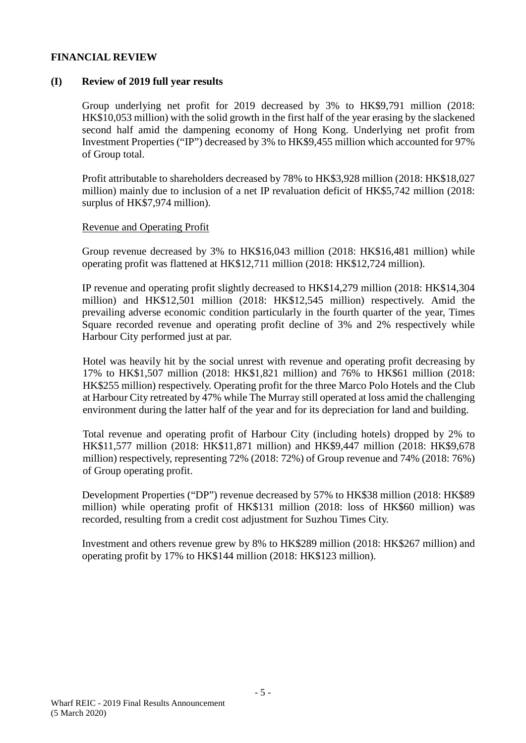## FINANCIAL REVIEW

### (I) Review of 2019 full year results

Group underlying net profit for 2019 decreased by 3% to HK$9,791 million (2018: HK$10,053 million) with the solid growth in the first half of the year erasing by the slackened second half amid the dampening economy of Hong Kong. Underlying net profit from Investment Properties ("IP") decreased by 3% to HK$9,455 million which accounted for 97% of Group total.

Profit attributable to shareholders decreased by 78% to HK$3,928 million (2018: HK$18,027 million) mainly due to inclusion of a net IP revaluation deficit of HK$5,742 million (2018: surplus of HK$7,974 million).

Revenue and Operating Profit

Group revenue decreased by 3% to HK$16,043 million (2018: HK$16,481 million) while operating profit was flattened at HK$12,711 million (2018: HK$12,724 million).

IP revenue and operating profit slightly decreased to HK$14,279 million (2018: HK$14,304 million) and HK$12,501 million (2018: HK$12,545 million) respectively. Amid the prevailing adverse economic condition particularly in the fourth quarter of the year, Times Square recorded revenue and operating profit decline of 3% and 2% respectively while Harbour City performed just at par.

Hotel was heavily hit by the social unrest with revenue and operating profit decreasing by 17% to HK$1,507 million (2018: HK$1,821 million) and 76% to HK$61 million (2018: HK$255 million) respectively. Operating profit for the three Marco Polo Hotels and the Club at Harbour City retreated by 47% while The Murray still operated at loss amid the challenging environment during the latter half of the year and for its depreciation for land and building.

Total revenue and operating profit of Harbour City (including hotels) dropped by 2% to HK$11,577 million (2018: HK$11,871 million) and HK$9,447 million (2018: HK$9,678 million) respectively, representing 72% (2018: 72%) of Group revenue and 74% (2018: 76%) of Group operating profit.

Development Properties ("DP") revenue decreased by 57% to HK$38 million (2018: HK$89 million) while operating profit of HK$131 million (2018: loss of HK$60 million) was recorded, resulting from a credit cost adjustment for Suzhou Times City.

Investment and others revenue grew by 8% to HK$289 million (2018: HK$267 million) and operating profit by 17% to HK$144 million (2018: HK$123 million).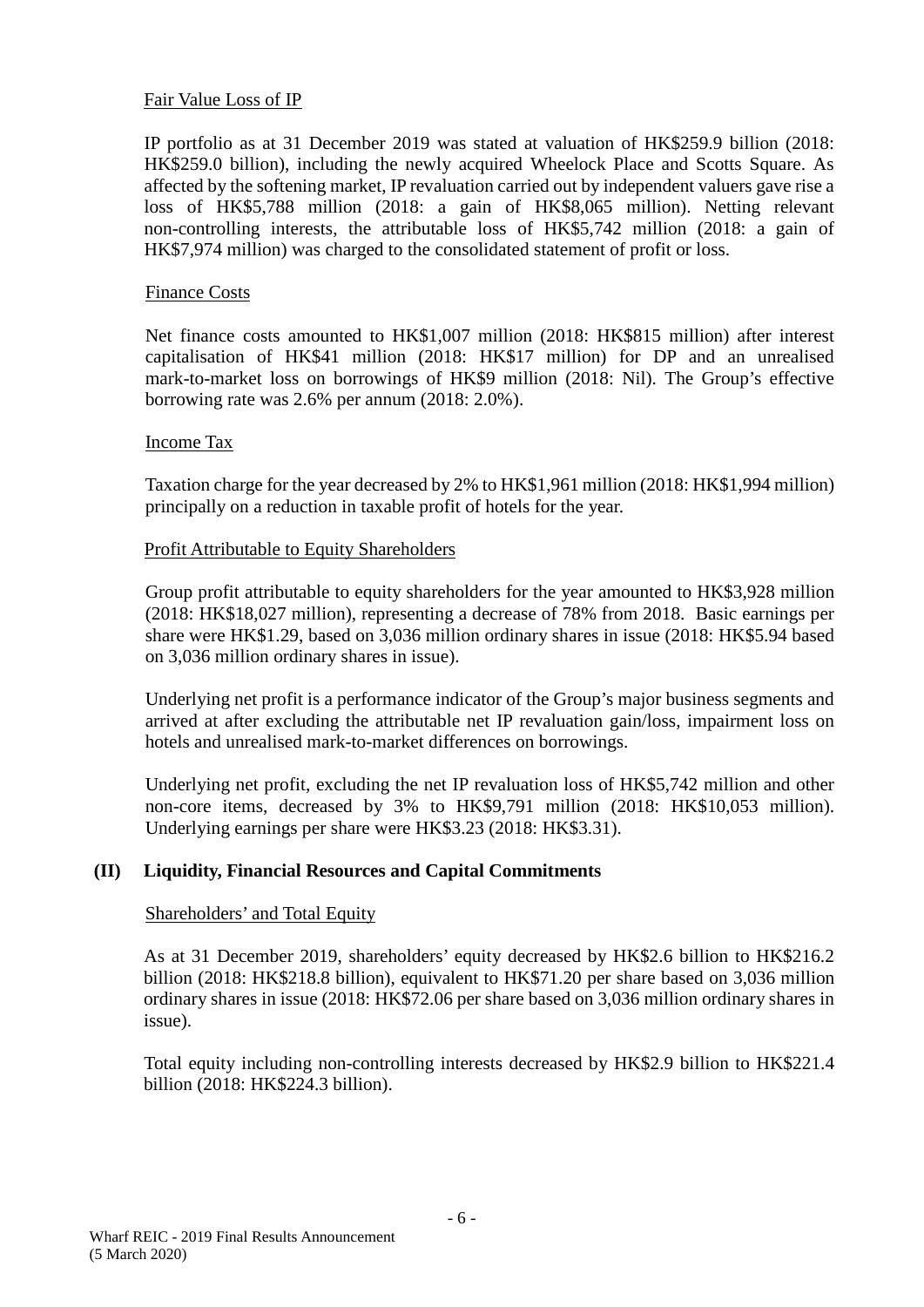Fair Value Loss of IP

IP portfolio as at 31 December 2019 was stated at valuation of HK$259.9 billion (2018: HK$259.0 billion), including the newly acquired Wheelock Place and Scotts Square. As affected by the softening market, IP revaluation carried out by independent valuers gave rise a loss of HK$5,788 million (2018: a gain of HK$8,065 million). Netting relevant non-controlling interests, the attributable loss of HK$5,742 million (2018: a gain of HK$7,974 million) was charged to the consolidated statement of profit or loss.

Finance Costs

Net finance costs amounted to HK$1,007 million (2018: HK$815 million) after interest capitalisation of HK$41 million (2018: HK$17 million) for DP and an unrealised mark-to-market loss on borrowings of HK$9 million (2018: Nil). The Group's effective borrowing rate was 2.6% per annum (2018: 2.0%).

Income Tax

Taxation charge for the year decreased by 2% to HK$1,961 million (2018: HK$1,994 million) principally on a reduction in taxable profit of hotels for the year.

Profit Attributable to Equity Shareholders

Group profit attributable to equity shareholders for the year amounted to HK$3,928 million (2018: HK$18,027 million), representing a decrease of 78% from 2018. Basic earnings per share were HK$1.29, based on 3,036 million ordinary shares in issue (2018: HK$5.94 based on 3,036 million ordinary shares in issue).

Underlying net profit is a performance indicator of the Group's major business segments and arrived at after excluding the attributable net IP revaluation gain/loss, impairment loss on hotels and unrealised mark-to-market differences on borrowings.

Underlying net profit, excluding the net IP revaluation loss of HK$5,742 million and other non-core items, decreased by 3% to HK$9,791 million (2018: HK$10,053 million). Underlying earnings per share were HK$3.23 (2018: HK$3.31).

## (II) Liquidity, Financial Resources and Capital Commitments

Shareholders' and Total Equity

As at 31 December 2019, shareholders' equity decreased by HK$2.6 billion to HK$216.2 billion (2018: HK$218.8 billion), equivalent to HK$71.20 per share based on 3,036 million ordinary shares in issue (2018: HK$72.06 per share based on 3,036 million ordinary shares in issue).

Total equity including non-controlling interests decreased by HK$2.9 billion to HK$221.4 billion (2018: HK$224.3 billion).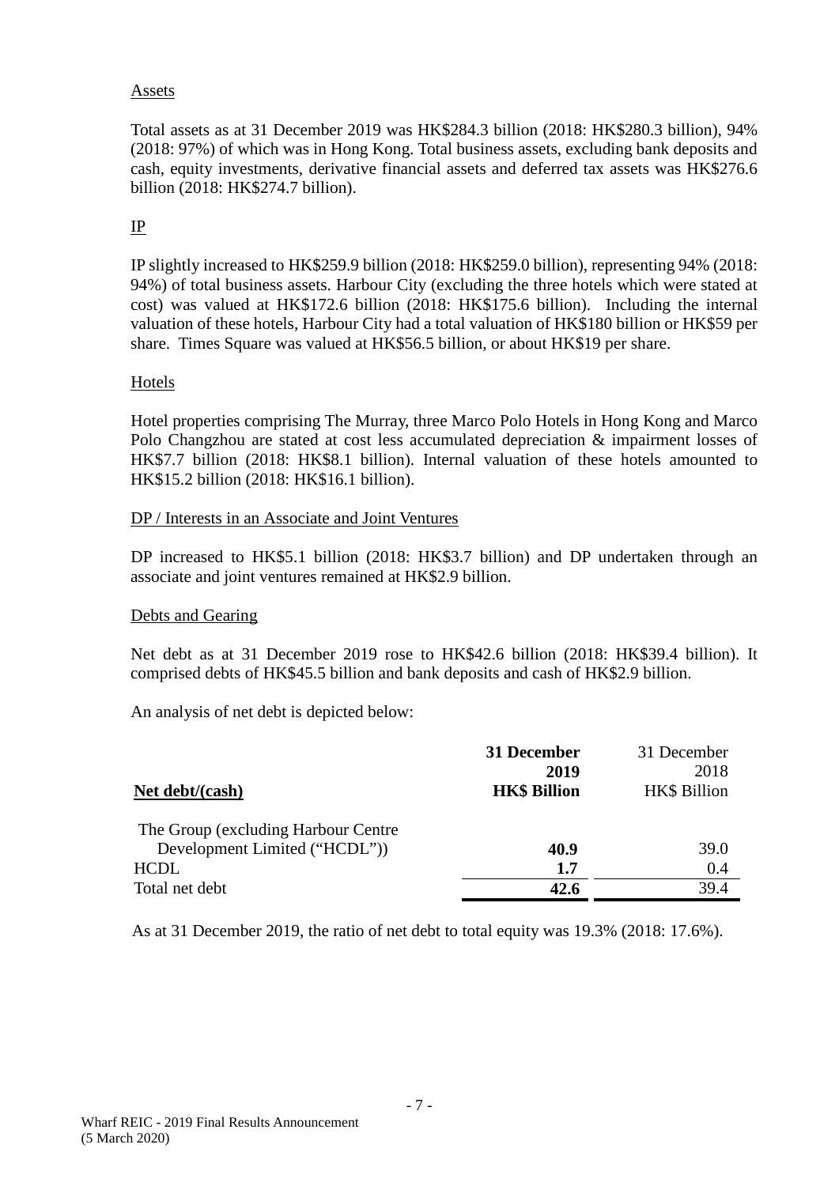Assets

Total assets as at 31 December 2019 was HK$284.3 billion (2018: HK$280.3 billion), 94% (2018: 97%) of which was in Hong Kong. Total business assets, excluding bank deposits and cash, equity investments, derivative financial assets and deferred tax assets was HK$276.6 billion (2018: HK$274.7 billion).

IP

IP slightly increased to HK$259.9 billion (2018: HK$259.0 billion), representing 94% (2018: 94%) of total business assets. Harbour City (excluding the three hotels which were stated at cost) was valued at HK$172.6 billion (2018: HK$175.6 billion). Including the internal valuation of these hotels, Harbour City had a total valuation of HK$180 billion or HK$59 per share. Times Square was valued at HK$56.5 billion, or about HK$19 per share.

Hotels

Hotel properties comprising The Murray, three Marco Polo Hotels in Hong Kong and Marco Polo Changzhou are stated at cost less accumulated depreciation & impairment losses of HK$7.7 billion (2018: HK$8.1 billion). Internal valuation of these hotels amounted to HK$15.2 billion (2018: HK$16.1 billion).

DP / Interests in an Associate and Joint Ventures

DP increased to HK$5.1 billion (2018: HK$3.7 billion) and DP undertaken through an associate and joint ventures remained at HK$2.9 billion.

Debts and Gearing

Net debt as at 31 December 2019 rose to HK$42.6 billion (2018: HK$39.4 billion). It comprised debts of HK$45.5 billion and bank deposits and cash of HK$2.9 billion.

An analysis of net debt is depicted below:

| Net debt/(cash) | **31 December 2019 HK$ Billion** | 31 December 2018 HK$ Billion |
|---|---|---|
| The Group (excluding Harbour Centre Development Limited ("HCDL")) | **40.9** | 39.0 |
| HCDL | **1.7** | 0.4 |
| Total net debt | **42.6** | 39.4 |

As at 31 December 2019, the ratio of net debt to total equity was 19.3% (2018: 17.6%).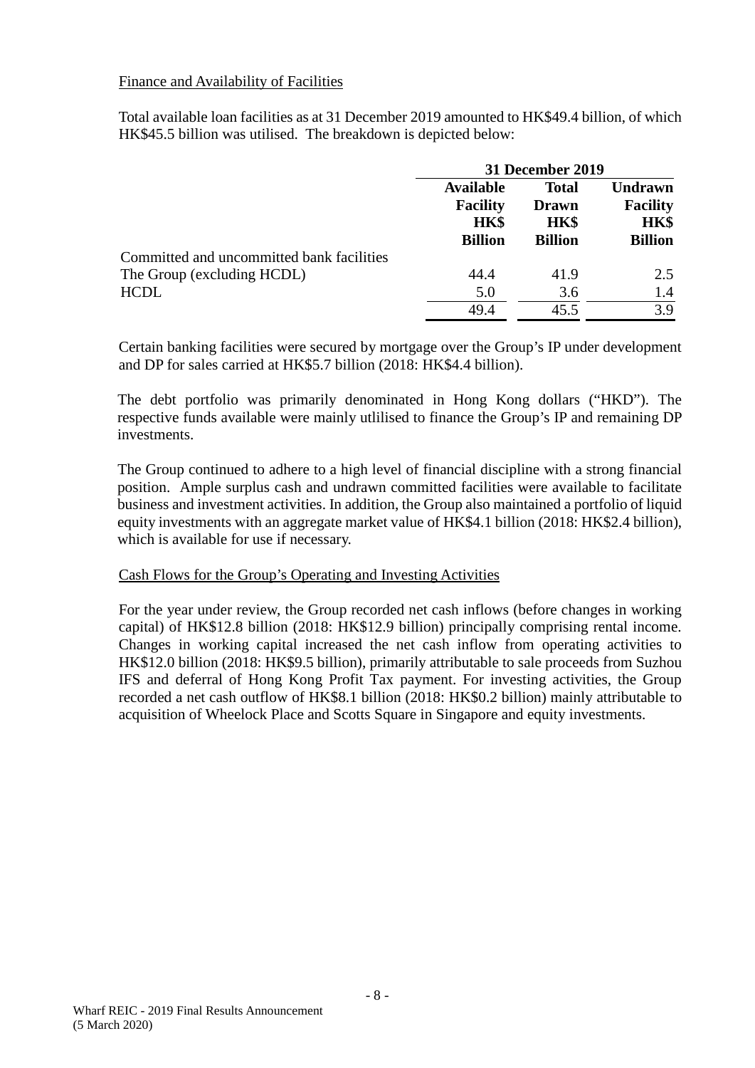Finance and Availability of Facilities

Total available loan facilities as at 31 December 2019 amounted to HK$49.4 billion, of which HK$45.5 billion was utilised. The breakdown is depicted below:

| | 31 December 2019 | | |
|---|---|---|---|
| | **Available Facility HK$ Billion** | **Total Drawn HK$ Billion** | **Undrawn Facility HK$ Billion** |
| Committed and uncommitted bank facilities | | | |
| The Group (excluding HCDL) | 44.4 | 41.9 | 2.5 |
| HCDL | 5.0 | 3.6 | 1.4 |
| | 49.4 | 45.5 | 3.9 |

Certain banking facilities were secured by mortgage over the Group's IP under development and DP for sales carried at HK$5.7 billion (2018: HK$4.4 billion).

The debt portfolio was primarily denominated in Hong Kong dollars ("HKD"). The respective funds available were mainly utlilised to finance the Group's IP and remaining DP investments.

The Group continued to adhere to a high level of financial discipline with a strong financial position. Ample surplus cash and undrawn committed facilities were available to facilitate business and investment activities. In addition, the Group also maintained a portfolio of liquid equity investments with an aggregate market value of HK$4.1 billion (2018: HK$2.4 billion), which is available for use if necessary.

Cash Flows for the Group's Operating and Investing Activities

For the year under review, the Group recorded net cash inflows (before changes in working capital) of HK$12.8 billion (2018: HK$12.9 billion) principally comprising rental income. Changes in working capital increased the net cash inflow from operating activities to HK$12.0 billion (2018: HK$9.5 billion), primarily attributable to sale proceeds from Suzhou IFS and deferral of Hong Kong Profit Tax payment. For investing activities, the Group recorded a net cash outflow of HK$8.1 billion (2018: HK$0.2 billion) mainly attributable to acquisition of Wheelock Place and Scotts Square in Singapore and equity investments.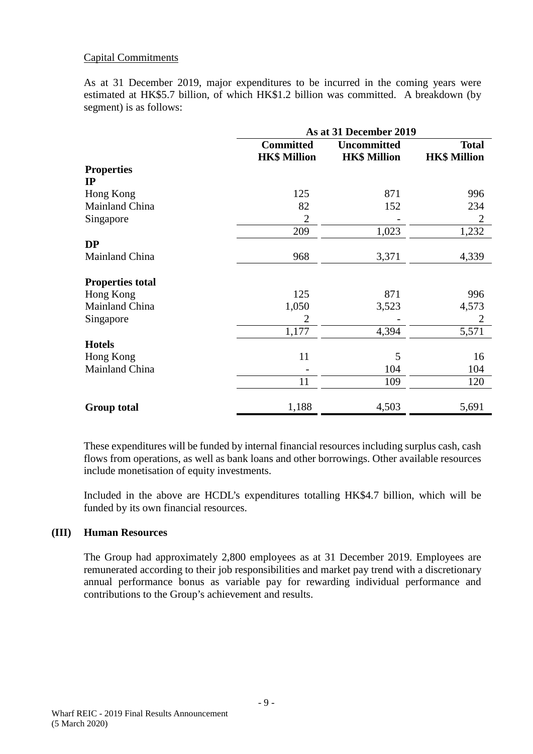Capital Commitments

As at 31 December 2019, major expenditures to be incurred in the coming years were estimated at HK$5.7 billion, of which HK$1.2 billion was committed. A breakdown (by segment) is as follows:

| | As at 31 December 2019 | | |
|---|---|---|---|
| | **Committed HK$ Million** | **Uncommitted HK$ Million** | **Total HK$ Million** |
| **Properties** | | | |
| **IP** | | | |
| Hong Kong | 125 | 871 | 996 |
| Mainland China | 82 | 152 | 234 |
| Singapore | 2 | - | 2 |
| | 209 | 1,023 | 1,232 |
| **DP** | | | |
| Mainland China | 968 | 3,371 | 4,339 |
| **Properties total** | | | |
| Hong Kong | 125 | 871 | 996 |
| Mainland China | 1,050 | 3,523 | 4,573 |
| Singapore | 2 | - | 2 |
| | 1,177 | 4,394 | 5,571 |
| **Hotels** | | | |
| Hong Kong | 11 | 5 | 16 |
| Mainland China | - | 104 | 104 |
| | 11 | 109 | 120 |
| **Group total** | 1,188 | 4,503 | 5,691 |

These expenditures will be funded by internal financial resources including surplus cash, cash flows from operations, as well as bank loans and other borrowings. Other available resources include monetisation of equity investments.

Included in the above are HCDL's expenditures totalling HK$4.7 billion, which will be funded by its own financial resources.

## (III) Human Resources

The Group had approximately 2,800 employees as at 31 December 2019. Employees are remunerated according to their job responsibilities and market pay trend with a discretionary annual performance bonus as variable pay for rewarding individual performance and contributions to the Group's achievement and results.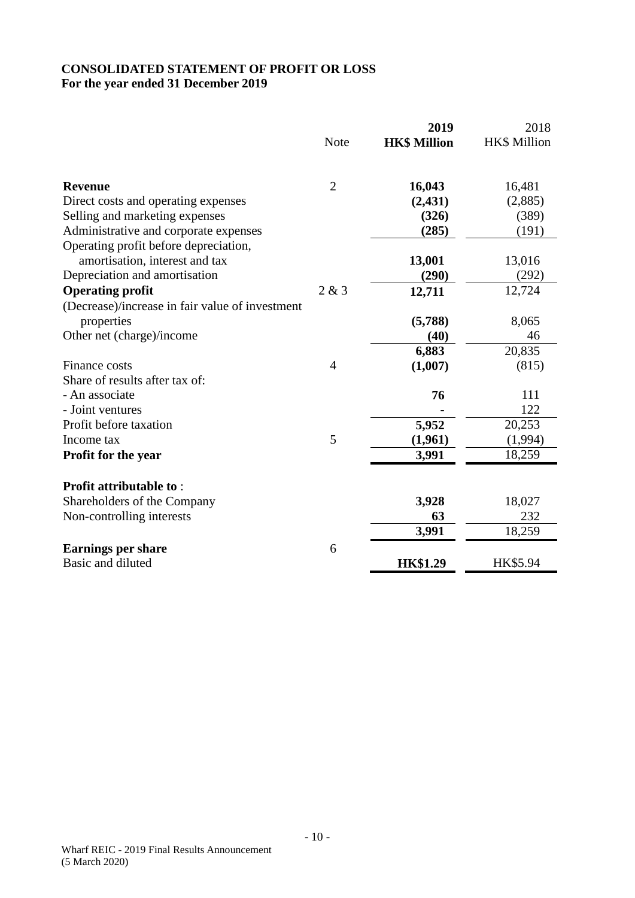**CONSOLIDATED STATEMENT OF PROFIT OR LOSS**
**For the year ended 31 December 2019**

| | Note | **2019 HK$ Million** | 2018 HK$ Million |
|---|---|---|---|
| **Revenue** | 2 | **16,043** | 16,481 |
| Direct costs and operating expenses | | **(2,431)** | (2,885) |
| Selling and marketing expenses | | **(326)** | (389) |
| Administrative and corporate expenses | | **(285)** | (191) |
| Operating profit before depreciation, amortisation, interest and tax | | **13,001** | 13,016 |
| Depreciation and amortisation | | **(290)** | (292) |
| **Operating profit** | 2 & 3 | **12,711** | 12,724 |
| (Decrease)/increase in fair value of investment properties | | **(5,788)** | 8,065 |
| Other net (charge)/income | | **(40)** | 46 |
| | | **6,883** | 20,835 |
| Finance costs | 4 | **(1,007)** | (815) |
| Share of results after tax of: | | | |
| - An associate | | **76** | 111 |
| - Joint ventures | | **-** | 122 |
| Profit before taxation | | **5,952** | 20,253 |
| Income tax | 5 | **(1,961)** | (1,994) |
| **Profit for the year** | | **3,991** | 18,259 |
| | | | |
| **Profit attributable to** : | | | |
| Shareholders of the Company | | **3,928** | 18,027 |
| Non-controlling interests | | **63** | 232 |
| | | **3,991** | 18,259 |
| **Earnings per share** | 6 | | |
| Basic and diluted | | **HK$1.29** | HK$5.94 |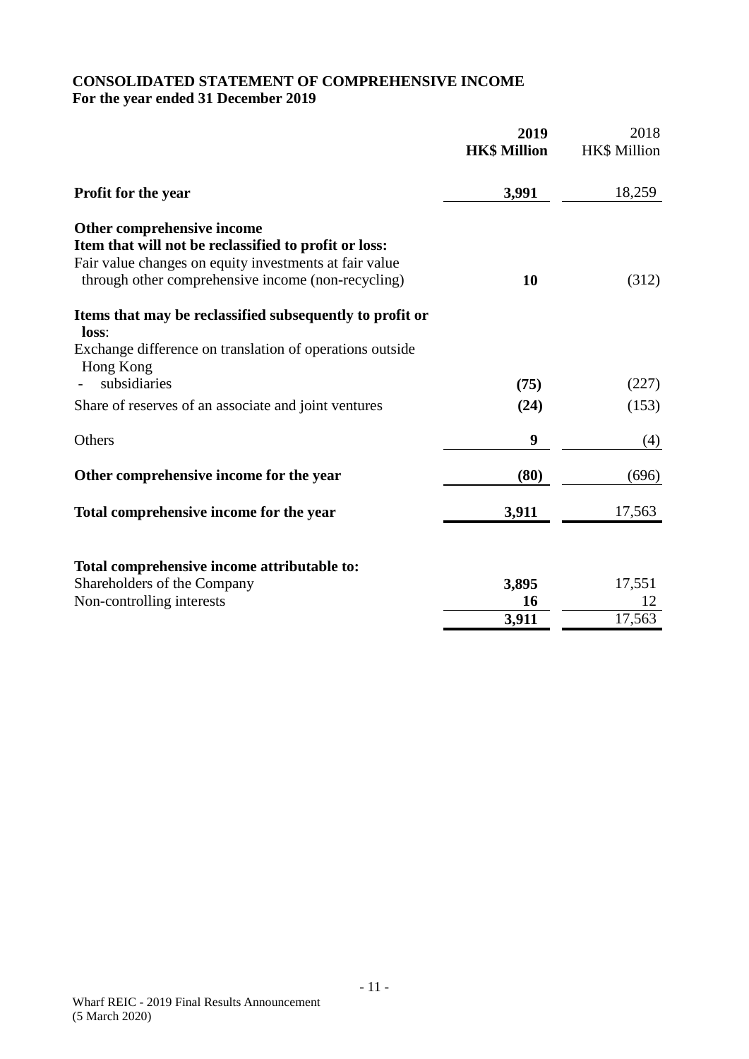**CONSOLIDATED STATEMENT OF COMPREHENSIVE INCOME**
**For the year ended 31 December 2019**

| | 2019 HK$ Million | 2018 HK$ Million |
|---|---|---|
| **Profit for the year** | **3,991** | 18,259 |
| **Other comprehensive income** | | |
| **Item that will not be reclassified to profit or loss:** | | |
| Fair value changes on equity investments at fair value through other comprehensive income (non-recycling) | **10** | (312) |
| **Items that may be reclassified subsequently to profit or loss**: | | |
| Exchange difference on translation of operations outside Hong Kong | | |
| - subsidiaries | **(75)** | (227) |
| Share of reserves of an associate and joint ventures | **(24)** | (153) |
| Others | **9** | (4) |
| **Other comprehensive income for the year** | **(80)** | (696) |
| **Total comprehensive income for the year** | **3,911** | 17,563 |
| **Total comprehensive income attributable to:** | | |
| Shareholders of the Company | **3,895** | 17,551 |
| Non-controlling interests | **16** | 12 |
| | **3,911** | 17,563 |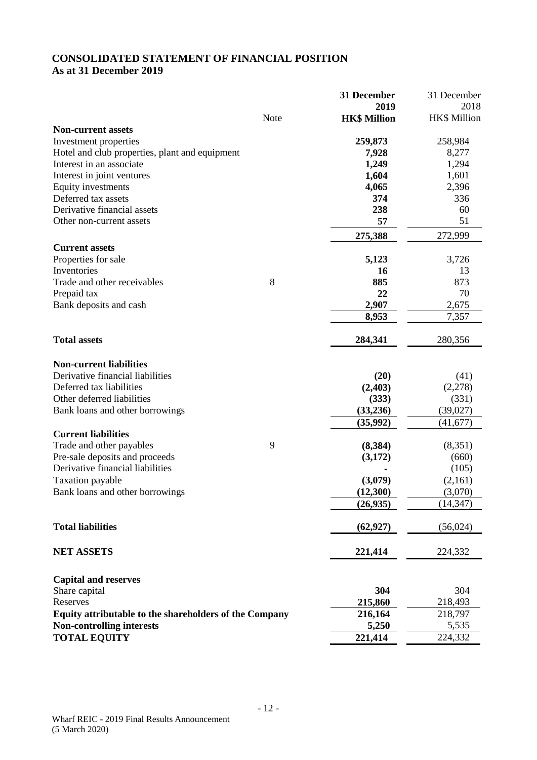# CONSOLIDATED STATEMENT OF FINANCIAL POSITION
## As at 31 December 2019

| | Note | **31 December 2019 HK$ Million** | 31 December 2018 HK$ Million |
|---|---|---|---|
| **Non-current assets** | | | |
| Investment properties | | **259,873** | 258,984 |
| Hotel and club properties, plant and equipment | | **7,928** | 8,277 |
| Interest in an associate | | **1,249** | 1,294 |
| Interest in joint ventures | | **1,604** | 1,601 |
| Equity investments | | **4,065** | 2,396 |
| Deferred tax assets | | **374** | 336 |
| Derivative financial assets | | **238** | 60 |
| Other non-current assets | | **57** | 51 |
| | | **275,388** | 272,999 |
| **Current assets** | | | |
| Properties for sale | | **5,123** | 3,726 |
| Inventories | | **16** | 13 |
| Trade and other receivables | 8 | **885** | 873 |
| Prepaid tax | | **22** | 70 |
| Bank deposits and cash | | **2,907** | 2,675 |
| | | **8,953** | 7,357 |
| **Total assets** | | **284,341** | 280,356 |
| **Non-current liabilities** | | | |
| Derivative financial liabilities | | **(20)** | (41) |
| Deferred tax liabilities | | **(2,403)** | (2,278) |
| Other deferred liabilities | | **(333)** | (331) |
| Bank loans and other borrowings | | **(33,236)** | (39,027) |
| | | **(35,992)** | (41,677) |
| **Current liabilities** | | | |
| Trade and other payables | 9 | **(8,384)** | (8,351) |
| Pre-sale deposits and proceeds | | **(3,172)** | (660) |
| Derivative financial liabilities | | **-** | (105) |
| Taxation payable | | **(3,079)** | (2,161) |
| Bank loans and other borrowings | | **(12,300)** | (3,070) |
| | | **(26,935)** | (14,347) |
| **Total liabilities** | | **(62,927)** | (56,024) |
| **NET ASSETS** | | **221,414** | 224,332 |
| **Capital and reserves** | | | |
| Share capital | | **304** | 304 |
| Reserves | | **215,860** | 218,493 |
| **Equity attributable to the shareholders of the Company** | | **216,164** | 218,797 |
| **Non-controlling interests** | | **5,250** | 5,535 |
| **TOTAL EQUITY** | | **221,414** | 224,332 |

Wharf REIC - 2019 Final Results Announcement
(5 March 2020)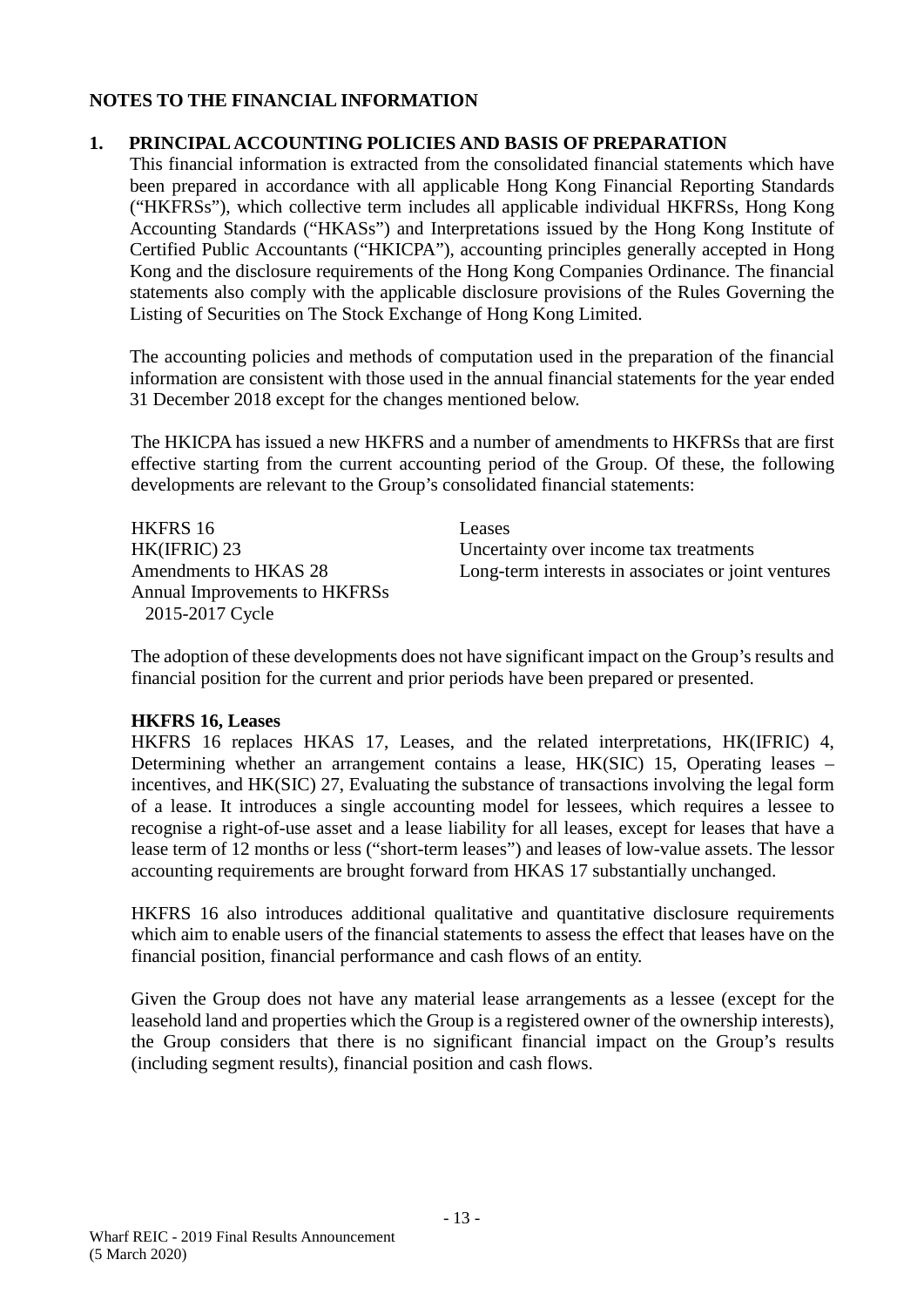## NOTES TO THE FINANCIAL INFORMATION

### 1. PRINCIPAL ACCOUNTING POLICIES AND BASIS OF PREPARATION

This financial information is extracted from the consolidated financial statements which have been prepared in accordance with all applicable Hong Kong Financial Reporting Standards ("HKFRSs"), which collective term includes all applicable individual HKFRSs, Hong Kong Accounting Standards ("HKASs") and Interpretations issued by the Hong Kong Institute of Certified Public Accountants ("HKICPA"), accounting principles generally accepted in Hong Kong and the disclosure requirements of the Hong Kong Companies Ordinance. The financial statements also comply with the applicable disclosure provisions of the Rules Governing the Listing of Securities on The Stock Exchange of Hong Kong Limited.

The accounting policies and methods of computation used in the preparation of the financial information are consistent with those used in the annual financial statements for the year ended 31 December 2018 except for the changes mentioned below.

The HKICPA has issued a new HKFRS and a number of amendments to HKFRSs that are first effective starting from the current accounting period of the Group. Of these, the following developments are relevant to the Group's consolidated financial statements:

| | |
|---|---|
| HKFRS 16 | Leases |
| HK(IFRIC) 23 | Uncertainty over income tax treatments |
| Amendments to HKAS 28 | Long-term interests in associates or joint ventures |
| Annual Improvements to HKFRSs 2015-2017 Cycle | |

The adoption of these developments does not have significant impact on the Group's results and financial position for the current and prior periods have been prepared or presented.

**HKFRS 16, Leases**

HKFRS 16 replaces HKAS 17, Leases, and the related interpretations, HK(IFRIC) 4, Determining whether an arrangement contains a lease, HK(SIC) 15, Operating leases – incentives, and HK(SIC) 27, Evaluating the substance of transactions involving the legal form of a lease. It introduces a single accounting model for lessees, which requires a lessee to recognise a right-of-use asset and a lease liability for all leases, except for leases that have a lease term of 12 months or less ("short-term leases") and leases of low-value assets. The lessor accounting requirements are brought forward from HKAS 17 substantially unchanged.

HKFRS 16 also introduces additional qualitative and quantitative disclosure requirements which aim to enable users of the financial statements to assess the effect that leases have on the financial position, financial performance and cash flows of an entity.

Given the Group does not have any material lease arrangements as a lessee (except for the leasehold land and properties which the Group is a registered owner of the ownership interests), the Group considers that there is no significant financial impact on the Group's results (including segment results), financial position and cash flows.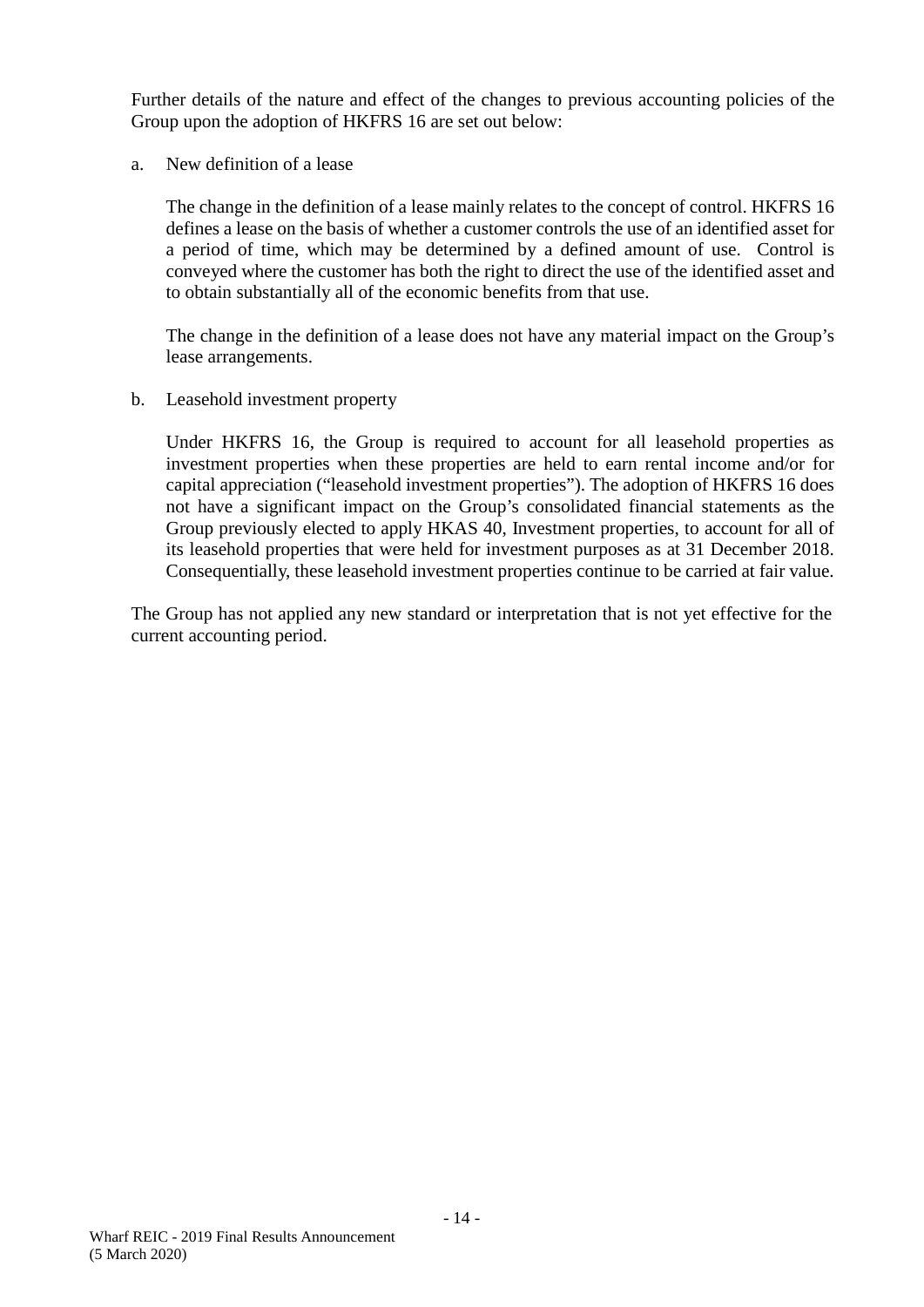Further details of the nature and effect of the changes to previous accounting policies of the Group upon the adoption of HKFRS 16 are set out below:

a. New definition of a lease

   The change in the definition of a lease mainly relates to the concept of control. HKFRS 16 defines a lease on the basis of whether a customer controls the use of an identified asset for a period of time, which may be determined by a defined amount of use. Control is conveyed where the customer has both the right to direct the use of the identified asset and to obtain substantially all of the economic benefits from that use.

   The change in the definition of a lease does not have any material impact on the Group's lease arrangements.

b. Leasehold investment property

   Under HKFRS 16, the Group is required to account for all leasehold properties as investment properties when these properties are held to earn rental income and/or for capital appreciation ("leasehold investment properties"). The adoption of HKFRS 16 does not have a significant impact on the Group's consolidated financial statements as the Group previously elected to apply HKAS 40, Investment properties, to account for all of its leasehold properties that were held for investment purposes as at 31 December 2018. Consequentially, these leasehold investment properties continue to be carried at fair value.

The Group has not applied any new standard or interpretation that is not yet effective for the current accounting period.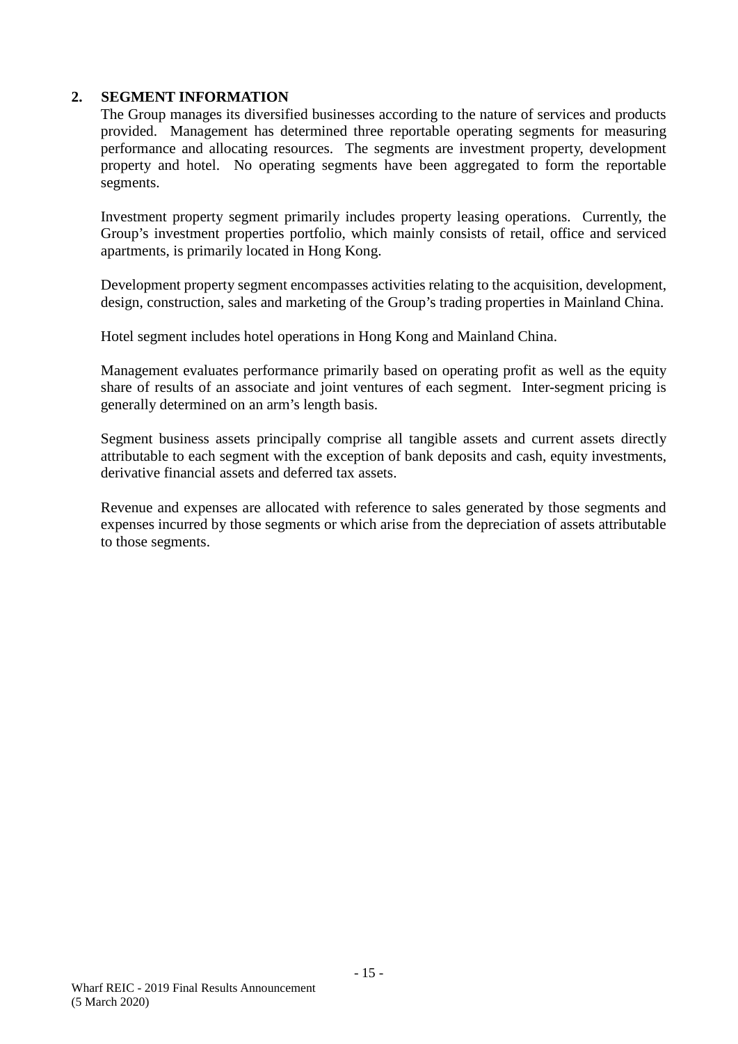## 2. SEGMENT INFORMATION

The Group manages its diversified businesses according to the nature of services and products provided. Management has determined three reportable operating segments for measuring performance and allocating resources. The segments are investment property, development property and hotel. No operating segments have been aggregated to form the reportable segments.

Investment property segment primarily includes property leasing operations. Currently, the Group's investment properties portfolio, which mainly consists of retail, office and serviced apartments, is primarily located in Hong Kong.

Development property segment encompasses activities relating to the acquisition, development, design, construction, sales and marketing of the Group's trading properties in Mainland China.

Hotel segment includes hotel operations in Hong Kong and Mainland China.

Management evaluates performance primarily based on operating profit as well as the equity share of results of an associate and joint ventures of each segment. Inter-segment pricing is generally determined on an arm's length basis.

Segment business assets principally comprise all tangible assets and current assets directly attributable to each segment with the exception of bank deposits and cash, equity investments, derivative financial assets and deferred tax assets.

Revenue and expenses are allocated with reference to sales generated by those segments and expenses incurred by those segments or which arise from the depreciation of assets attributable to those segments.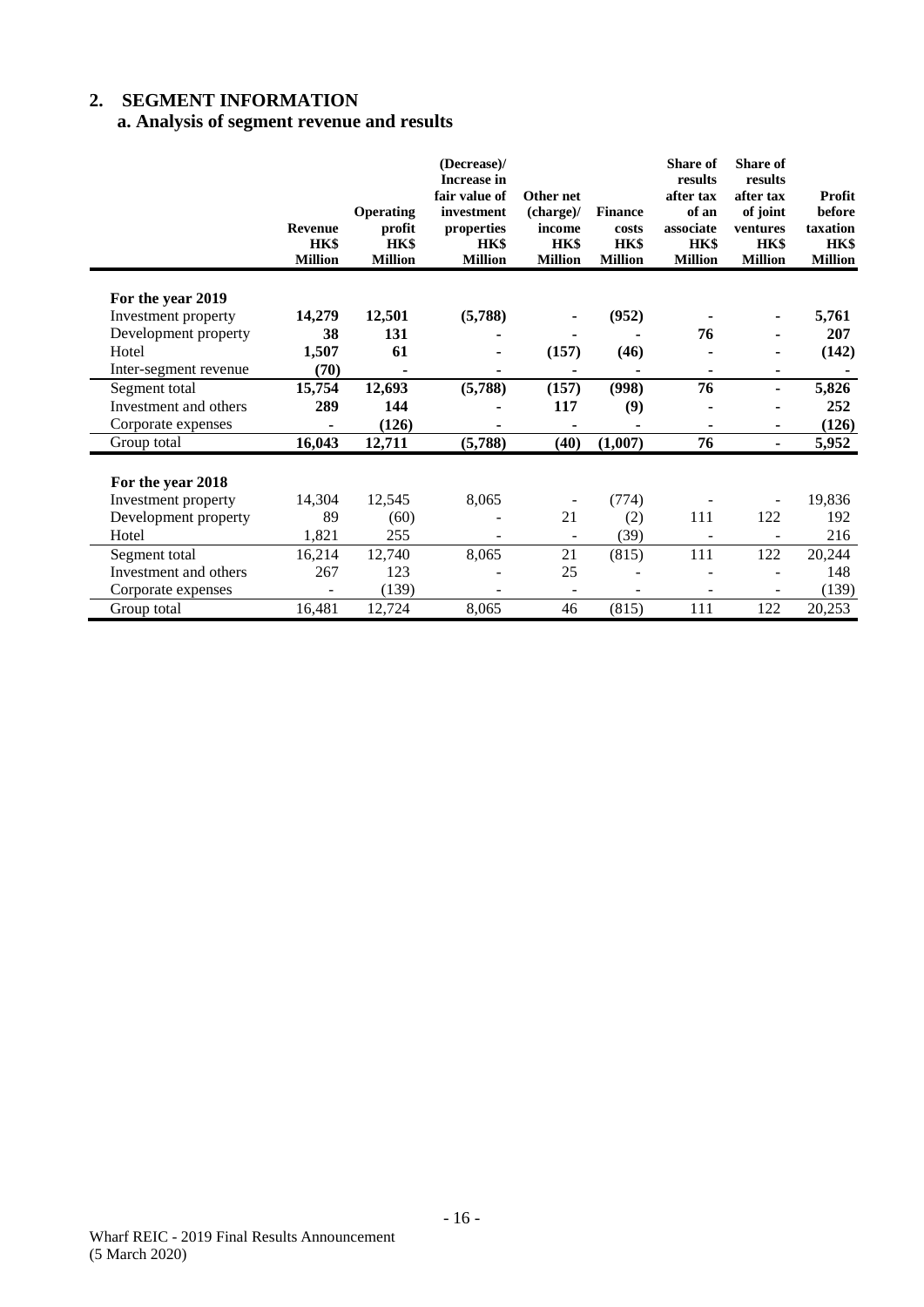## 2. SEGMENT INFORMATION

### a. Analysis of segment revenue and results

| | Revenue HK$ Million | Operating profit HK$ Million | (Decrease)/ Increase in fair value of investment properties HK$ Million | Other net (charge)/ income HK$ Million | Finance costs HK$ Million | Share of results after tax of an associate HK$ Million | Share of results after tax of joint ventures HK$ Million | Profit before taxation HK$ Million |
|---|---|---|---|---|---|---|---|---|
| **For the year 2019** | | | | | | | | |
| Investment property | **14,279** | **12,501** | **(5,788)** | **-** | **(952)** | **-** | **-** | **5,761** |
| Development property | **38** | **131** | **-** | **-** | **-** | **76** | **-** | **207** |
| Hotel | **1,507** | **61** | **-** | **(157)** | **(46)** | **-** | **-** | **(142)** |
| Inter-segment revenue | **(70)** | **-** | **-** | **-** | **-** | **-** | **-** | **-** |
| Segment total | **15,754** | **12,693** | **(5,788)** | **(157)** | **(998)** | **76** | **-** | **5,826** |
| Investment and others | **289** | **144** | **-** | **117** | **(9)** | **-** | **-** | **252** |
| Corporate expenses | **-** | **(126)** | **-** | **-** | **-** | **-** | **-** | **(126)** |
| Group total | **16,043** | **12,711** | **(5,788)** | **(40)** | **(1,007)** | **76** | **-** | **5,952** |
| **For the year 2018** | | | | | | | | |
| Investment property | 14,304 | 12,545 | 8,065 | - | (774) | - | - | 19,836 |
| Development property | 89 | (60) | - | 21 | (2) | 111 | 122 | 192 |
| Hotel | 1,821 | 255 | - | - | (39) | - | - | 216 |
| Segment total | 16,214 | 12,740 | 8,065 | 21 | (815) | 111 | 122 | 20,244 |
| Investment and others | 267 | 123 | - | 25 | - | - | - | 148 |
| Corporate expenses | - | (139) | - | - | - | - | - | (139) |
| Group total | 16,481 | 12,724 | 8,065 | 46 | (815) | 111 | 122 | 20,253 |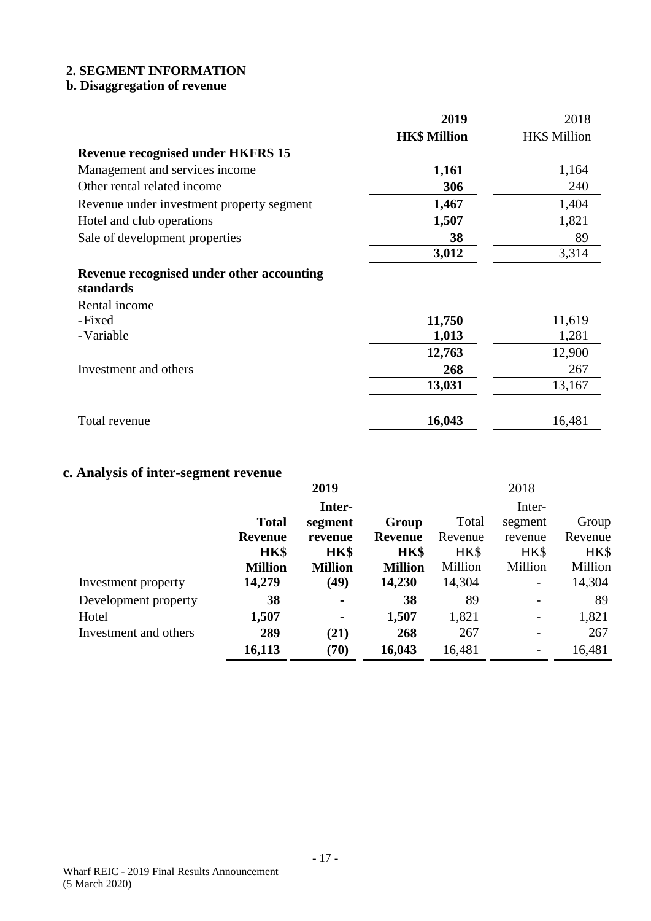## 2. SEGMENT INFORMATION

### b. Disaggregation of revenue

| | **2019** | 2018 |
|---|---|---|
| | **HK$ Million** | HK$ Million |
| **Revenue recognised under HKFRS 15** | | |
| Management and services income | **1,161** | 1,164 |
| Other rental related income | **306** | 240 |
| Revenue under investment property segment | **1,467** | 1,404 |
| Hotel and club operations | **1,507** | 1,821 |
| Sale of development properties | **38** | 89 |
| | **3,012** | 3,314 |
| **Revenue recognised under other accounting standards** | | |
| Rental income | | |
| - Fixed | **11,750** | 11,619 |
| - Variable | **1,013** | 1,281 |
| | **12,763** | 12,900 |
| Investment and others | **268** | 267 |
| | **13,031** | 13,167 |
| Total revenue | **16,043** | 16,481 |

### c. Analysis of inter-segment revenue

| | **2019** | | | 2018 | | |
|---|---|---|---|---|---|---|
| | **Total Revenue HK$ Million** | **Inter-segment revenue HK$ Million** | **Group Revenue HK$ Million** | Total Revenue HK$ Million | Inter-segment revenue HK$ Million | Group Revenue HK$ Million |
| Investment property | **14,279** | **(49)** | **14,230** | 14,304 | - | 14,304 |
| Development property | **38** | **-** | **38** | 89 | - | 89 |
| Hotel | **1,507** | **-** | **1,507** | 1,821 | - | 1,821 |
| Investment and others | **289** | **(21)** | **268** | 267 | - | 267 |
| | **16,113** | **(70)** | **16,043** | 16,481 | - | 16,481 |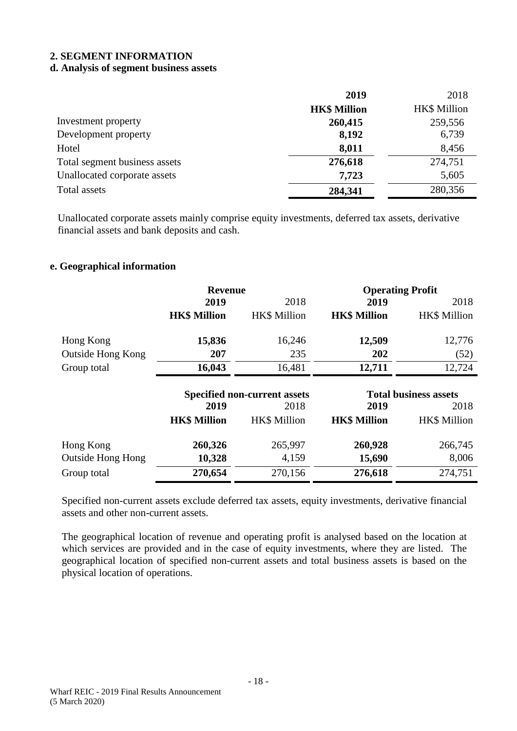## 2. SEGMENT INFORMATION

### d. Analysis of segment business assets

| | **2019** | 2018 |
|---|---|---|
| | **HK$ Million** | HK$ Million |
| Investment property | **260,415** | 259,556 |
| Development property | **8,192** | 6,739 |
| Hotel | **8,011** | 8,456 |
| Total segment business assets | **276,618** | 274,751 |
| Unallocated corporate assets | **7,723** | 5,605 |
| Total assets | **284,341** | 280,356 |

Unallocated corporate assets mainly comprise equity investments, deferred tax assets, derivative financial assets and bank deposits and cash.

### e. Geographical information

| | **Revenue** | | **Operating Profit** | |
|---|---|---|---|---|
| | **2019** | 2018 | **2019** | 2018 |
| | **HK$ Million** | HK$ Million | **HK$ Million** | HK$ Million |
| Hong Kong | **15,836** | 16,246 | **12,509** | 12,776 |
| Outside Hong Kong | **207** | 235 | **202** | (52) |
| Group total | **16,043** | 16,481 | **12,711** | 12,724 |

| | **Specified non-current assets** | | **Total business assets** | |
|---|---|---|---|---|
| | **2019** | 2018 | **2019** | 2018 |
| | **HK$ Million** | HK$ Million | **HK$ Million** | HK$ Million |
| Hong Kong | **260,326** | 265,997 | **260,928** | 266,745 |
| Outside Hong Hong | **10,328** | 4,159 | **15,690** | 8,006 |
| Group total | **270,654** | 270,156 | **276,618** | 274,751 |

Specified non-current assets exclude deferred tax assets, equity investments, derivative financial assets and other non-current assets.

The geographical location of revenue and operating profit is analysed based on the location at which services are provided and in the case of equity investments, where they are listed. The geographical location of specified non-current assets and total business assets is based on the physical location of operations.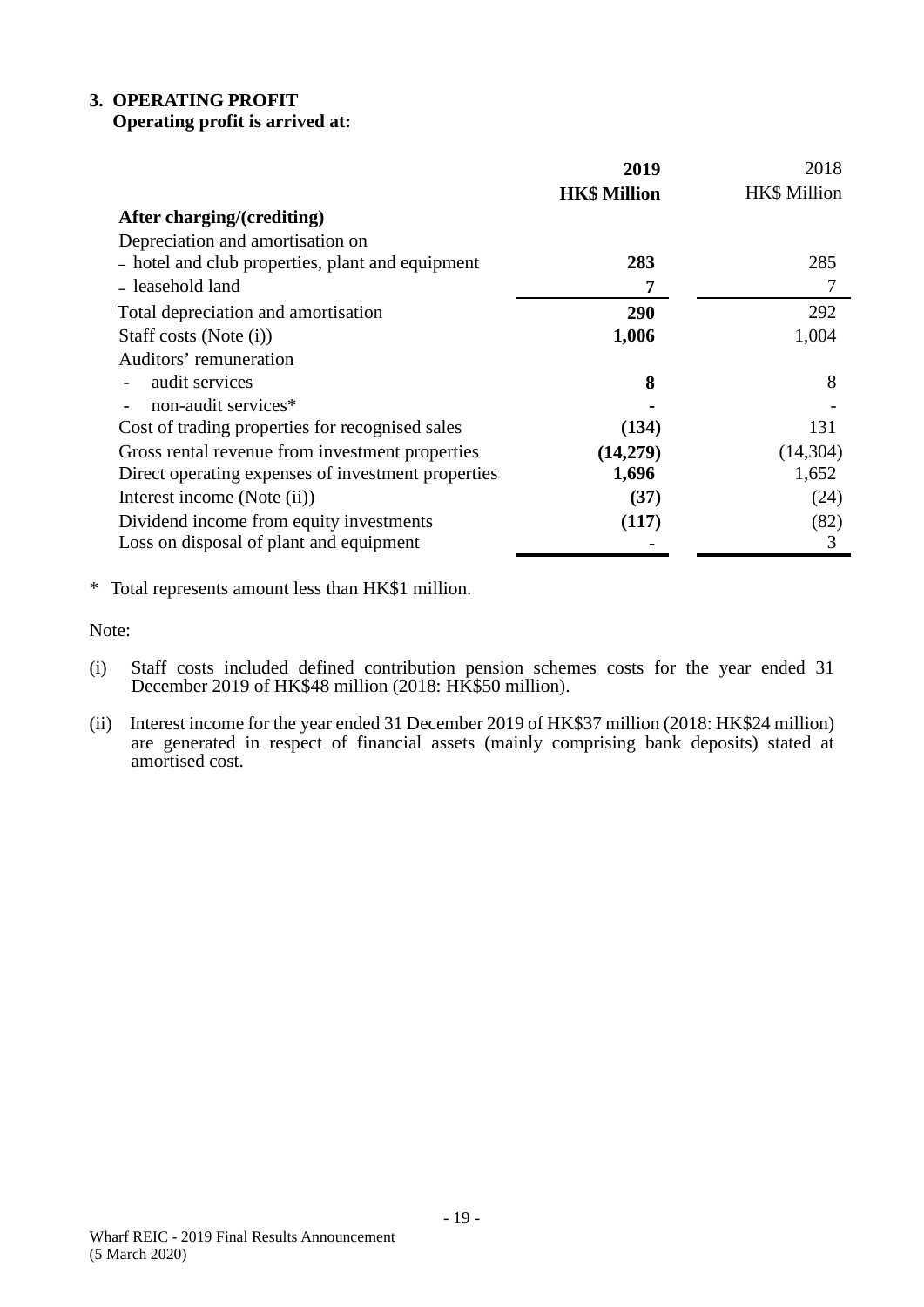### 3. OPERATING PROFIT

**Operating profit is arrived at:**

| | **2019** | 2018 |
|---|---|---|
| | **HK$ Million** | HK$ Million |
| **After charging/(crediting)** | | |
| Depreciation and amortisation on | | |
| – hotel and club properties, plant and equipment | **283** | 285 |
| – leasehold land | **7** | 7 |
| Total depreciation and amortisation | **290** | 292 |
| Staff costs (Note (i)) | **1,006** | 1,004 |
| Auditors' remuneration | | |
| - audit services | **8** | 8 |
| - non-audit services* | **-** | - |
| Cost of trading properties for recognised sales | **(134)** | 131 |
| Gross rental revenue from investment properties | **(14,279)** | (14,304) |
| Direct operating expenses of investment properties | **1,696** | 1,652 |
| Interest income (Note (ii)) | **(37)** | (24) |
| Dividend income from equity investments | **(117)** | (82) |
| Loss on disposal of plant and equipment | **-** | 3 |

\* Total represents amount less than HK$1 million.

Note:

(i) Staff costs included defined contribution pension schemes costs for the year ended 31 December 2019 of HK$48 million (2018: HK$50 million).

(ii) Interest income for the year ended 31 December 2019 of HK$37 million (2018: HK$24 million) are generated in respect of financial assets (mainly comprising bank deposits) stated at amortised cost.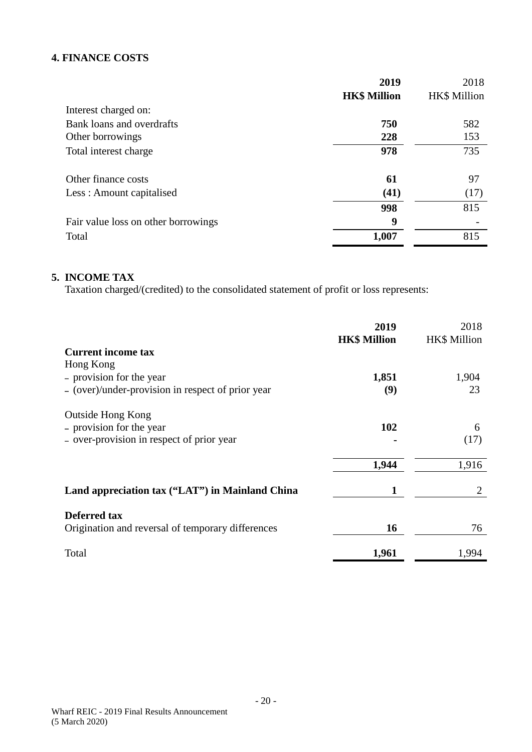### 4. FINANCE COSTS

| | 2019 HK$ Million | 2018 HK$ Million |
|---|---|---|
| Interest charged on: | | |
| Bank loans and overdrafts | **750** | 582 |
| Other borrowings | **228** | 153 |
| Total interest charge | **978** | 735 |
| Other finance costs | **61** | 97 |
| Less : Amount capitalised | **(41)** | (17) |
| | **998** | 815 |
| Fair value loss on other borrowings | **9** | - |
| Total | **1,007** | 815 |

### 5. INCOME TAX

Taxation charged/(credited) to the consolidated statement of profit or loss represents:

| | 2019 HK$ Million | 2018 HK$ Million |
|---|---|---|
| **Current income tax** | | |
| Hong Kong | | |
| – provision for the year | **1,851** | 1,904 |
| – (over)/under-provision in respect of prior year | **(9)** | 23 |
| Outside Hong Kong | | |
| – provision for the year | **102** | 6 |
| – over-provision in respect of prior year | **-** | (17) |
| | **1,944** | 1,916 |
| **Land appreciation tax ("LAT") in Mainland China** | **1** | 2 |
| **Deferred tax** | | |
| Origination and reversal of temporary differences | **16** | 76 |
| Total | **1,961** | 1,994 |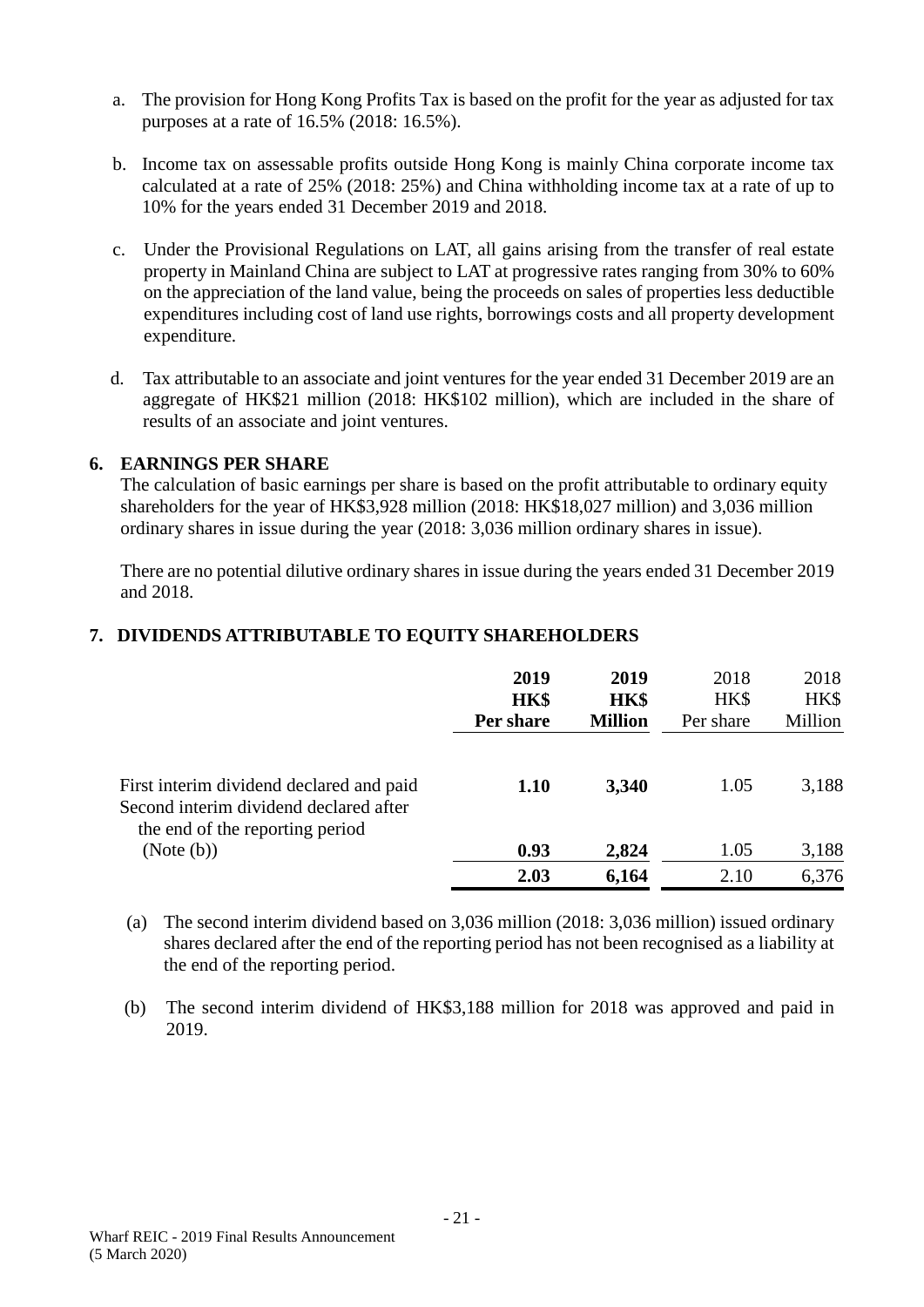a. The provision for Hong Kong Profits Tax is based on the profit for the year as adjusted for tax purposes at a rate of 16.5% (2018: 16.5%).

b. Income tax on assessable profits outside Hong Kong is mainly China corporate income tax calculated at a rate of 25% (2018: 25%) and China withholding income tax at a rate of up to 10% for the years ended 31 December 2019 and 2018.

c. Under the Provisional Regulations on LAT, all gains arising from the transfer of real estate property in Mainland China are subject to LAT at progressive rates ranging from 30% to 60% on the appreciation of the land value, being the proceeds on sales of properties less deductible expenditures including cost of land use rights, borrowings costs and all property development expenditure.

d. Tax attributable to an associate and joint ventures for the year ended 31 December 2019 are an aggregate of HK$21 million (2018: HK$102 million), which are included in the share of results of an associate and joint ventures.

## 6. EARNINGS PER SHARE

The calculation of basic earnings per share is based on the profit attributable to ordinary equity shareholders for the year of HK$3,928 million (2018: HK$18,027 million) and 3,036 million ordinary shares in issue during the year (2018: 3,036 million ordinary shares in issue).

There are no potential dilutive ordinary shares in issue during the years ended 31 December 2019 and 2018.

## 7. DIVIDENDS ATTRIBUTABLE TO EQUITY SHAREHOLDERS

| | **2019 HK$ Per share** | **2019 HK$ Million** | 2018 HK$ Per share | 2018 HK$ Million |
|---|---|---|---|---|
| First interim dividend declared and paid | **1.10** | **3,340** | 1.05 | 3,188 |
| Second interim dividend declared after the end of the reporting period (Note (b)) | **0.93** | **2,824** | 1.05 | 3,188 |
| | **2.03** | **6,164** | 2.10 | 6,376 |

(a) The second interim dividend based on 3,036 million (2018: 3,036 million) issued ordinary shares declared after the end of the reporting period has not been recognised as a liability at the end of the reporting period.

(b) The second interim dividend of HK$3,188 million for 2018 was approved and paid in 2019.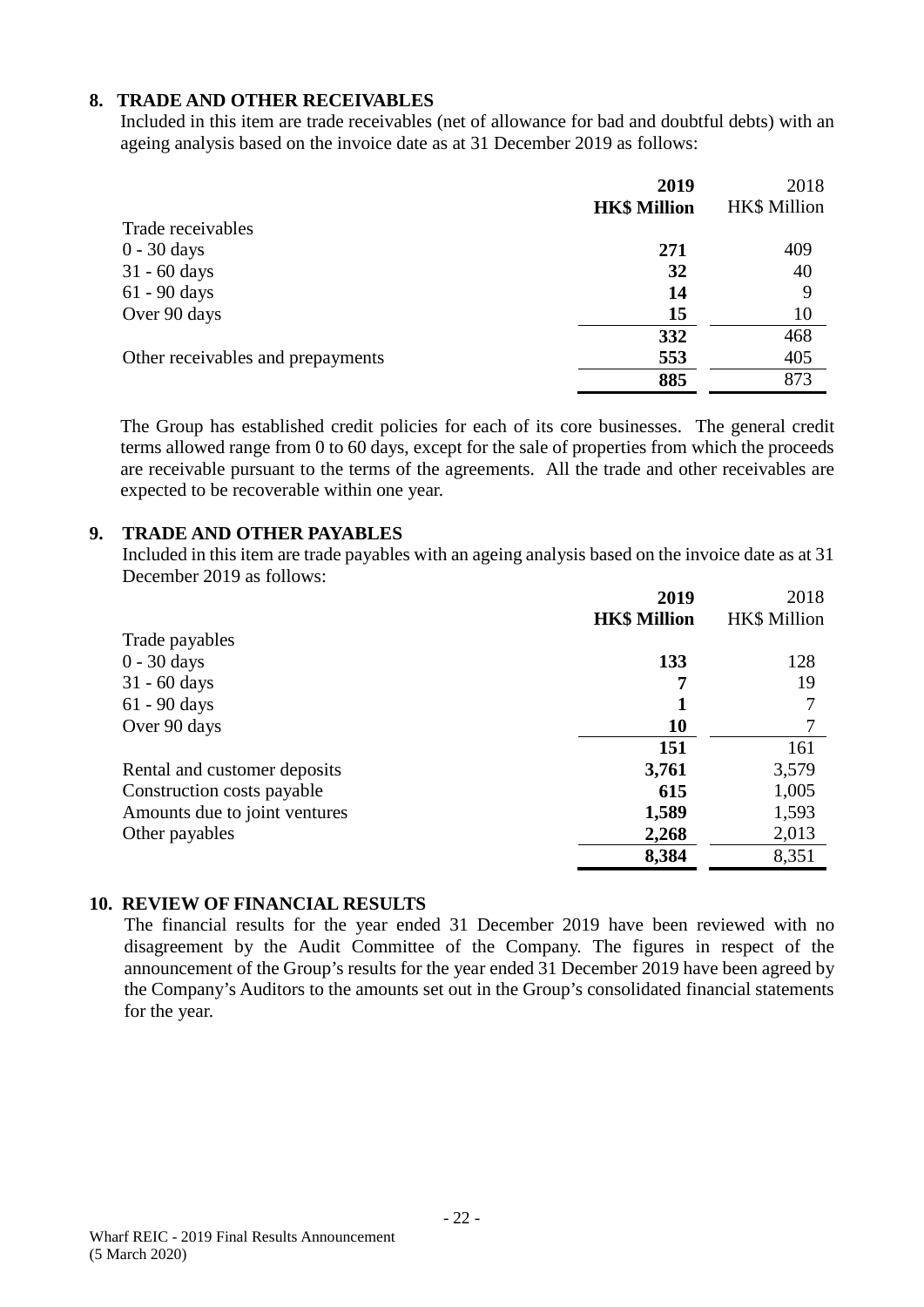## 8. TRADE AND OTHER RECEIVABLES

Included in this item are trade receivables (net of allowance for bad and doubtful debts) with an ageing analysis based on the invoice date as at 31 December 2019 as follows:

| | **2019** | 2018 |
|---|---|---|
| | **HK$ Million** | HK$ Million |
| Trade receivables | | |
| 0 - 30 days | **271** | 409 |
| 31 - 60 days | **32** | 40 |
| 61 - 90 days | **14** | 9 |
| Over 90 days | **15** | 10 |
| | **332** | 468 |
| Other receivables and prepayments | **553** | 405 |
| | **885** | 873 |

The Group has established credit policies for each of its core businesses. The general credit terms allowed range from 0 to 60 days, except for the sale of properties from which the proceeds are receivable pursuant to the terms of the agreements. All the trade and other receivables are expected to be recoverable within one year.

## 9. TRADE AND OTHER PAYABLES

Included in this item are trade payables with an ageing analysis based on the invoice date as at 31 December 2019 as follows:

| | **2019** | 2018 |
|---|---|---|
| | **HK$ Million** | HK$ Million |
| Trade payables | | |
| 0 - 30 days | **133** | 128 |
| 31 - 60 days | **7** | 19 |
| 61 - 90 days | **1** | 7 |
| Over 90 days | **10** | 7 |
| | **151** | 161 |
| Rental and customer deposits | **3,761** | 3,579 |
| Construction costs payable | **615** | 1,005 |
| Amounts due to joint ventures | **1,589** | 1,593 |
| Other payables | **2,268** | 2,013 |
| | **8,384** | 8,351 |

## 10. REVIEW OF FINANCIAL RESULTS

The financial results for the year ended 31 December 2019 have been reviewed with no disagreement by the Audit Committee of the Company. The figures in respect of the announcement of the Group's results for the year ended 31 December 2019 have been agreed by the Company's Auditors to the amounts set out in the Group's consolidated financial statements for the year.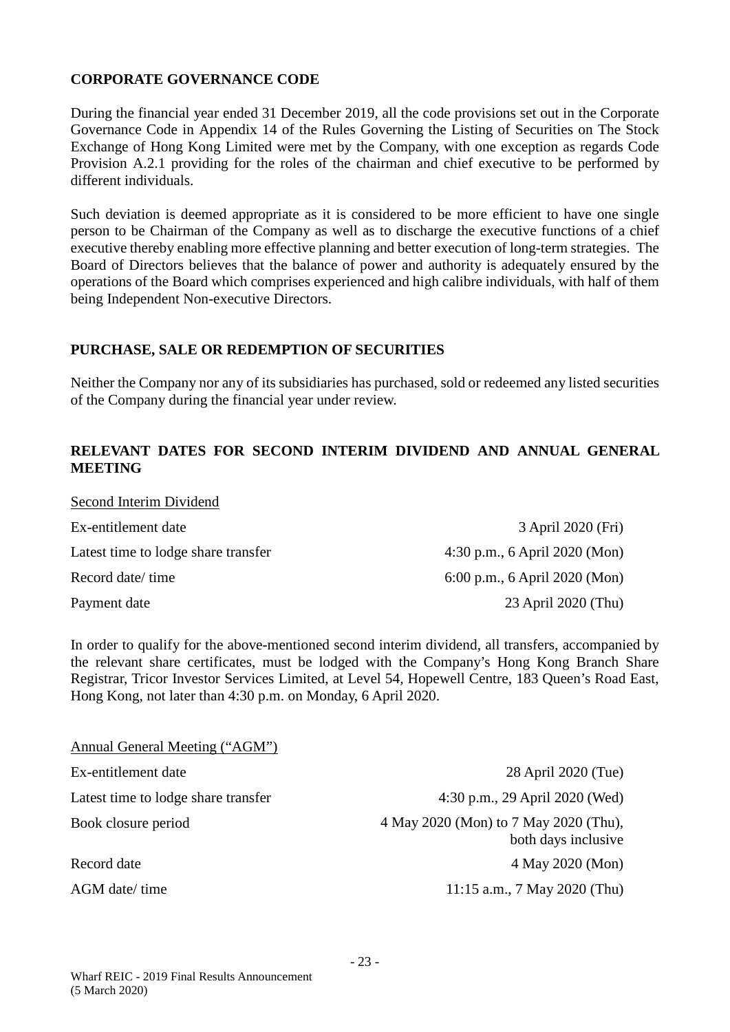## CORPORATE GOVERNANCE CODE

During the financial year ended 31 December 2019, all the code provisions set out in the Corporate Governance Code in Appendix 14 of the Rules Governing the Listing of Securities on The Stock Exchange of Hong Kong Limited were met by the Company, with one exception as regards Code Provision A.2.1 providing for the roles of the chairman and chief executive to be performed by different individuals.

Such deviation is deemed appropriate as it is considered to be more efficient to have one single person to be Chairman of the Company as well as to discharge the executive functions of a chief executive thereby enabling more effective planning and better execution of long-term strategies. The Board of Directors believes that the balance of power and authority is adequately ensured by the operations of the Board which comprises experienced and high calibre individuals, with half of them being Independent Non-executive Directors.

## PURCHASE, SALE OR REDEMPTION OF SECURITIES

Neither the Company nor any of its subsidiaries has purchased, sold or redeemed any listed securities of the Company during the financial year under review.

## RELEVANT DATES FOR SECOND INTERIM DIVIDEND AND ANNUAL GENERAL MEETING

<u>Second Interim Dividend</u>

| | |
|---|---|
| Ex-entitlement date | 3 April 2020 (Fri) |
| Latest time to lodge share transfer | 4:30 p.m., 6 April 2020 (Mon) |
| Record date/ time | 6:00 p.m., 6 April 2020 (Mon) |
| Payment date | 23 April 2020 (Thu) |

In order to qualify for the above-mentioned second interim dividend, all transfers, accompanied by the relevant share certificates, must be lodged with the Company's Hong Kong Branch Share Registrar, Tricor Investor Services Limited, at Level 54, Hopewell Centre, 183 Queen's Road East, Hong Kong, not later than 4:30 p.m. on Monday, 6 April 2020.

<u>Annual General Meeting ("AGM")</u>

| | |
|---|---|
| Ex-entitlement date | 28 April 2020 (Tue) |
| Latest time to lodge share transfer | 4:30 p.m., 29 April 2020 (Wed) |
| Book closure period | 4 May 2020 (Mon) to 7 May 2020 (Thu), both days inclusive |
| Record date | 4 May 2020 (Mon) |
| AGM date/ time | 11:15 a.m., 7 May 2020 (Thu) |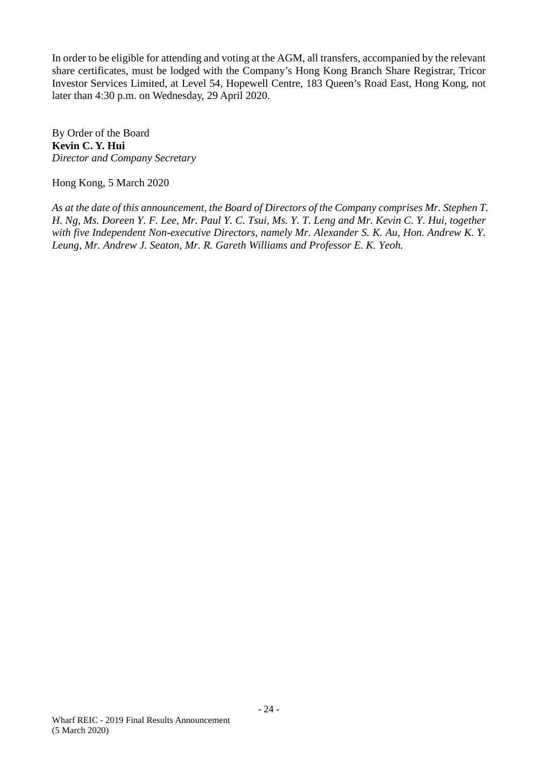In order to be eligible for attending and voting at the AGM, all transfers, accompanied by the relevant share certificates, must be lodged with the Company's Hong Kong Branch Share Registrar, Tricor Investor Services Limited, at Level 54, Hopewell Centre, 183 Queen's Road East, Hong Kong, not later than 4:30 p.m. on Wednesday, 29 April 2020.

By Order of the Board
**Kevin C. Y. Hui**
*Director and Company Secretary*

Hong Kong, 5 March 2020

*As at the date of this announcement, the Board of Directors of the Company comprises Mr. Stephen T. H. Ng, Ms. Doreen Y. F. Lee, Mr. Paul Y. C. Tsui, Ms. Y. T. Leng and Mr. Kevin C. Y. Hui, together with five Independent Non-executive Directors, namely Mr. Alexander S. K. Au, Hon. Andrew K. Y. Leung, Mr. Andrew J. Seaton, Mr. R. Gareth Williams and Professor E. K. Yeoh.*